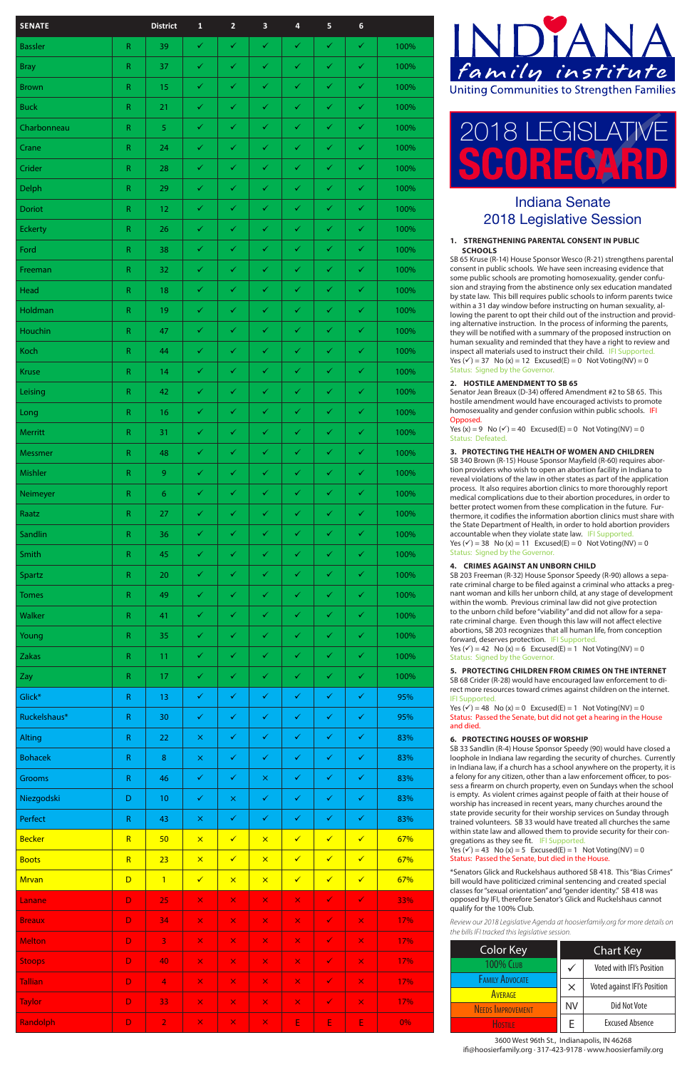| SENATE | | District | 1 | 2 | 3 | 4 | 5 | 6 | |
|---|---|---|---|---|---|---|---|---|---|
| Bassler | R | 39 | ✓ | ✓ | ✓ | ✓ | ✓ | ✓ | 100% |
| Bray | R | 37 | ✓ | ✓ | ✓ | ✓ | ✓ | ✓ | 100% |
| Brown | R | 15 | ✓ | ✓ | ✓ | ✓ | ✓ | ✓ | 100% |
| Buck | R | 21 | ✓ | ✓ | ✓ | ✓ | ✓ | ✓ | 100% |
| Charbonneau | R | 5 | ✓ | ✓ | ✓ | ✓ | ✓ | ✓ | 100% |
| Crane | R | 24 | ✓ | ✓ | ✓ | ✓ | ✓ | ✓ | 100% |
| Crider | R | 28 | ✓ | ✓ | ✓ | ✓ | ✓ | ✓ | 100% |
| Delph | R | 29 | ✓ | ✓ | ✓ | ✓ | ✓ | ✓ | 100% |
| Doriot | R | 12 | ✓ | ✓ | ✓ | ✓ | ✓ | ✓ | 100% |
| Eckerty | R | 26 | ✓ | ✓ | ✓ | ✓ | ✓ | ✓ | 100% |
| Ford | R | 38 | ✓ | ✓ | ✓ | ✓ | ✓ | ✓ | 100% |
| Freeman | R | 32 | ✓ | ✓ | ✓ | ✓ | ✓ | ✓ | 100% |
| Head | R | 18 | ✓ | ✓ | ✓ | ✓ | ✓ | ✓ | 100% |
| Holdman | R | 19 | ✓ | ✓ | ✓ | ✓ | ✓ | ✓ | 100% |
| Houchin | R | 47 | ✓ | ✓ | ✓ | ✓ | ✓ | ✓ | 100% |
| Koch | R | 44 | ✓ | ✓ | ✓ | ✓ | ✓ | ✓ | 100% |
| Kruse | R | 14 | ✓ | ✓ | ✓ | ✓ | ✓ | ✓ | 100% |
| Leising | R | 42 | ✓ | ✓ | ✓ | ✓ | ✓ | ✓ | 100% |
| Long | R | 16 | ✓ | ✓ | ✓ | ✓ | ✓ | ✓ | 100% |
| Merritt | R | 31 | ✓ | ✓ | ✓ | ✓ | ✓ | ✓ | 100% |
| Messmer | R | 48 | ✓ | ✓ | ✓ | ✓ | ✓ | ✓ | 100% |
| Mishler | R | 9 | ✓ | ✓ | ✓ | ✓ | ✓ | ✓ | 100% |
| Neimeyer | R | 6 | ✓ | ✓ | ✓ | ✓ | ✓ | ✓ | 100% |
| Raatz | R | 27 | ✓ | ✓ | ✓ | ✓ | ✓ | ✓ | 100% |
| Sandlin | R | 36 | ✓ | ✓ | ✓ | ✓ | ✓ | ✓ | 100% |
| Smith | R | 45 | ✓ | ✓ | ✓ | ✓ | ✓ | ✓ | 100% |
| Spartz | R | 20 | ✓ | ✓ | ✓ | ✓ | ✓ | ✓ | 100% |
| Tomes | R | 49 | ✓ | ✓ | ✓ | ✓ | ✓ | ✓ | 100% |
| Walker | R | 41 | ✓ | ✓ | ✓ | ✓ | ✓ | ✓ | 100% |
| Young | R | 35 | ✓ | ✓ | ✓ | ✓ | ✓ | ✓ | 100% |
| Zakas | R | 11 | ✓ | ✓ | ✓ | ✓ | ✓ | ✓ | 100% |
| Zay | R | 17 | ✓ | ✓ | ✓ | ✓ | ✓ | ✓ | 100% |
| Glick* | R | 13 | ✓ | ✓ | ✓ | ✓ | ✓ | ✓ | 95% |
| Ruckelshaus* | R | 30 | ✓ | ✓ | ✓ | ✓ | ✓ | ✓ | 95% |
| Alting | R | 22 | × | ✓ | ✓ | ✓ | ✓ | ✓ | 83% |
| Bohacek | R | 8 | × | ✓ | ✓ | ✓ | ✓ | ✓ | 83% |
| Grooms | R | 46 | ✓ | ✓ | × | ✓ | ✓ | ✓ | 83% |
| Niezgodski | D | 10 | ✓ | × | ✓ | ✓ | ✓ | ✓ | 83% |
| Perfect | R | 43 | × | ✓ | ✓ | ✓ | ✓ | ✓ | 83% |
| Becker | R | 50 | × | ✓ | × | ✓ | ✓ | ✓ | 67% |
| Boots | R | 23 | × | ✓ | × | ✓ | ✓ | ✓ | 67% |
| Mrvan | D | 1 | ✓ | × | × | ✓ | ✓ | ✓ | 67% |
| Lanane | D | 25 | × | × | × | × | ✓ | ✓ | 33% |
| Breaux | D | 34 | × | × | × | × | ✓ | × | 17% |
| Melton | D | 3 | × | × | × | × | ✓ | × | 17% |
| Stoops | D | 40 | × | × | × | × | ✓ | × | 17% |
| Tallian | D | 4 | × | × | × | × | ✓ | × | 17% |
| Taylor | D | 33 | × | × | × | × | ✓ | × | 17% |
| Randolph | D | 2 | × | × | × | E | E | E | 0% |

# INDIANA family institute

Uniting Communities to Strengthen Families

## 2018 LEGISLATIVE SCORECARD

## Indiana Senate 2018 Legislative Session

**1. STRENGTHENING PARENTAL CONSENT IN PUBLIC SCHOOLS**

SB 65 Kruse (R-14) House Sponsor Wesco (R-21) strengthens parental consent in public schools. We have seen increasing evidence that some public schools are promoting homosexuality, gender confusion and straying from the abstinence only sex education mandated by state law. This bill requires public schools to inform parents twice within a 31 day window before instructing on human sexuality, allowing the parent to opt their child out of the instruction and providing alternative instruction. In the process of informing the parents, they will be notified with a summary of the proposed instruction on human sexuality and reminded that they have a right to review and inspect all materials used to instruct their child. IFI Supported.
Yes (✓) = 37 No (x) = 12 Excused(E) = 0 Not Voting(NV) = 0
Status: Signed by the Governor.

**2. HOSTILE AMENDMENT TO SB 65**

Senator Jean Breaux (D-34) offered Amendment #2 to SB 65. This hostile amendment would have encouraged activists to promote homosexuality and gender confusion within public schools. IFI Opposed.
Yes (x) = 9 No (✓) = 40 Excused(E) = 0 Not Voting(NV) = 0
Status: Defeated.

**3. PROTECTING THE HEALTH OF WOMEN AND CHILDREN**

SB 340 Brown (R-15) House Sponsor Mayfield (R-60) requires abortion providers who wish to open an abortion facility in Indiana to reveal violations of the law in other states as part of the application process. It also requires abortion clinics to more thoroughly report medical complications due to their abortion procedures, in order to better protect women from these complication in the future. Furthermore, it codifies the information abortion clinics must share with the State Department of Health, in order to hold abortion providers accountable when they violate state law. IFI Supported.
Yes (✓) = 38 No (x) = 11 Excused(E) = 0 Not Voting(NV) = 0
Status: Signed by the Governor.

**4. CRIMES AGAINST AN UNBORN CHILD**

SB 203 Freeman (R-32) House Sponsor Speedy (R-90) allows a separate criminal charge to be filed against a criminal who attacks a pregnant woman and kills her unborn child, at any stage of development within the womb. Previous criminal law did not give protection to the unborn child before "viability" and did not allow for a separate criminal charge. Even though this law will not affect elective abortions, SB 203 recognizes that all human life, from conception forward, deserves protection. IFI Supported.
Yes (✓) = 42 No (x) = 6 Excused(E) = 1 Not Voting(NV) = 0
Status: Signed by the Governor.

**5. PROTECTING CHILDREN FROM CRIMES ON THE INTERNET**

SB 68 Crider (R-28) would have encouraged law enforcement to direct more resources toward crimes against children on the internet. IFI Supported.
Yes (✓) = 48 No (x) = 0 Excused(E) = 1 Not Voting(NV) = 0
Status: Passed the Senate, but did not get a hearing in the House and died.

**6. PROTECTING HOUSES OF WORSHIP**

SB 33 Sandlin (R-4) House Sponsor Speedy (90) would have closed a loophole in Indiana law regarding the security of churches. Currently in Indiana law, if a church has a school anywhere on the property, it is a felony for any citizen, other than a law enforcement officer, to possess a firearm on church property, even on Sundays when the school is empty. As violent crimes against people of faith at their house of worship has increased in recent years, many churches around the state provide security for their worship services on Sunday through trained volunteers. SB 33 would have treated all churches the same within state law and allowed them to provide security for their congregations as they see fit. IFI Supported.
Yes (✓) = 43 No (x) = 5 Excused(E) = 1 Not Voting(NV) = 0
Status: Passed the Senate, but died in the House.

*Senators Glick and Ruckelshaus authored SB 418. This "Bias Crimes" bill would have politicized criminal sentencing and created special classes for "sexual orientation" and "gender identity." SB 418 was opposed by IFI, therefore Senator's Glick and Ruckelshaus cannot qualify for the 100% Club.

*Review our 2018 Legislative Agenda at hoosierfamily.org for more details on the bills IFI tracked this legislative session.*

| Color Key |
|---|
| 100% Club |
| Family Advocate |
| Average |
| Needs Improvement |
| Hostile |

| Chart Key | |
|---|---|
| ✓ | Voted with IFI's Position |
| × | Voted against IFI's Position |
| NV | Did Not Vote |
| E | Excused Absence |

3600 West 96th St., Indianapolis, IN 46268
ifi@hoosierfamily.org · 317-423-9178 · www.hoosierfamily.org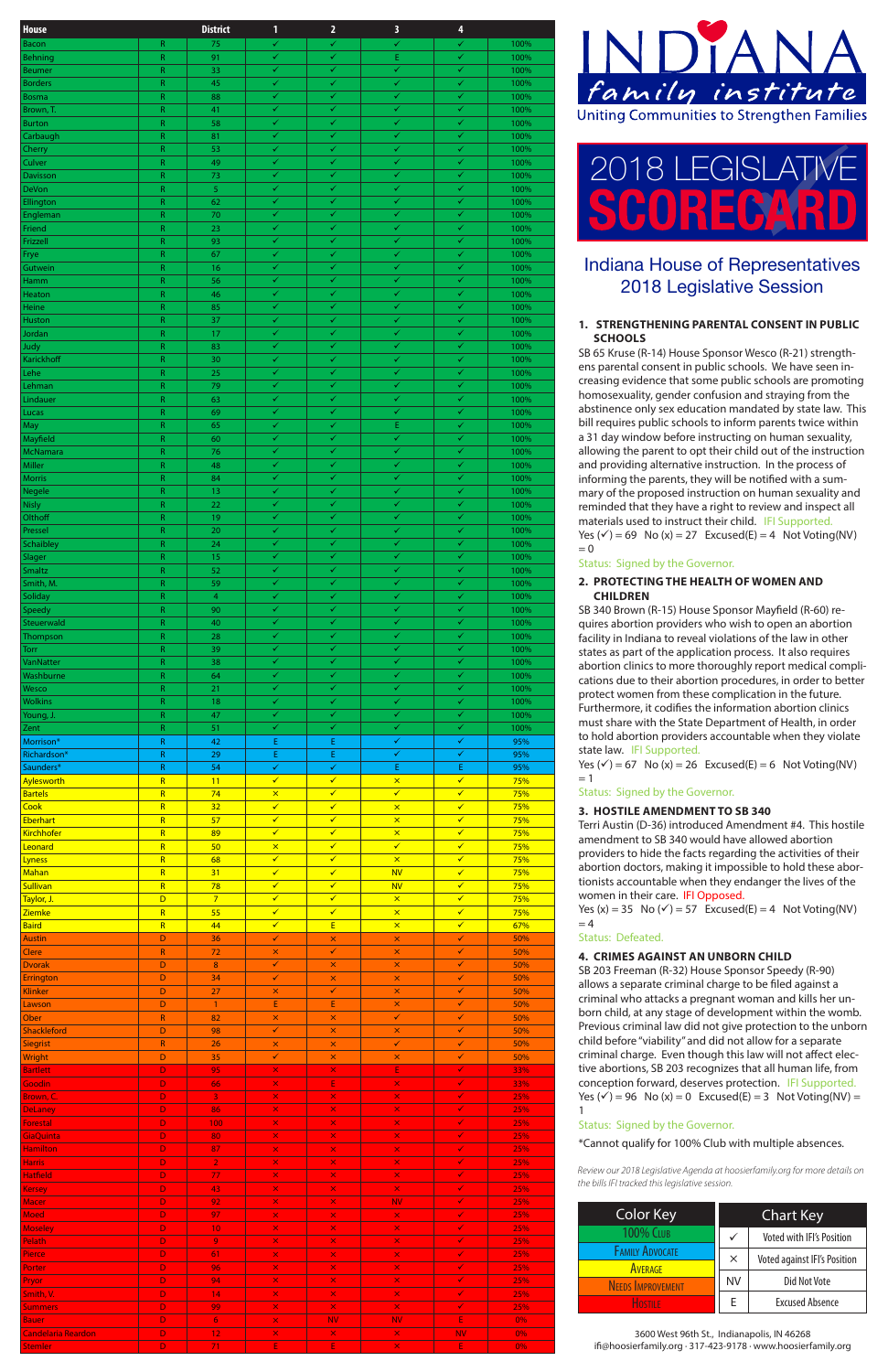| House | | District | 1 | 2 | 3 | 4 | |
|---|---|---|---|---|---|---|---|
| Bacon | R | 75 | ✓ | ✓ | ✓ | ✓ | 100% |
| Behning | R | 91 | ✓ | ✓ | E | ✓ | 100% |
| Beumer | R | 33 | ✓ | ✓ | ✓ | ✓ | 100% |
| Borders | R | 45 | ✓ | ✓ | ✓ | ✓ | 100% |
| Bosma | R | 88 | ✓ | ✓ | ✓ | ✓ | 100% |
| Brown, T. | R | 41 | ✓ | ✓ | ✓ | ✓ | 100% |
| Burton | R | 58 | ✓ | ✓ | ✓ | ✓ | 100% |
| Carbaugh | R | 81 | ✓ | ✓ | ✓ | ✓ | 100% |
| Cherry | R | 53 | ✓ | ✓ | ✓ | ✓ | 100% |
| Culver | R | 49 | ✓ | ✓ | ✓ | ✓ | 100% |
| Davisson | R | 73 | ✓ | ✓ | ✓ | ✓ | 100% |
| DeVon | R | 5 | ✓ | ✓ | ✓ | ✓ | 100% |
| Ellington | R | 62 | ✓ | ✓ | ✓ | ✓ | 100% |
| Engleman | R | 70 | ✓ | ✓ | ✓ | ✓ | 100% |
| Friend | R | 23 | ✓ | ✓ | ✓ | ✓ | 100% |
| Frizzell | R | 93 | ✓ | ✓ | ✓ | ✓ | 100% |
| Frye | R | 67 | ✓ | ✓ | ✓ | ✓ | 100% |
| Gutwein | R | 16 | ✓ | ✓ | ✓ | ✓ | 100% |
| Hamm | R | 56 | ✓ | ✓ | ✓ | ✓ | 100% |
| Heaton | R | 46 | ✓ | ✓ | ✓ | ✓ | 100% |
| Heine | R | 85 | ✓ | ✓ | ✓ | ✓ | 100% |
| Huston | R | 37 | ✓ | ✓ | ✓ | ✓ | 100% |
| Jordan | R | 17 | ✓ | ✓ | ✓ | ✓ | 100% |
| Judy | R | 83 | ✓ | ✓ | ✓ | ✓ | 100% |
| Karickhoff | R | 30 | ✓ | ✓ | ✓ | ✓ | 100% |
| Lehe | R | 25 | ✓ | ✓ | ✓ | ✓ | 100% |
| Lehman | R | 79 | ✓ | ✓ | ✓ | ✓ | 100% |
| Lindauer | R | 63 | ✓ | ✓ | ✓ | ✓ | 100% |
| Lucas | R | 69 | ✓ | ✓ | ✓ | ✓ | 100% |
| May | R | 65 | ✓ | ✓ | E | ✓ | 100% |
| Mayfield | R | 60 | ✓ | ✓ | ✓ | ✓ | 100% |
| McNamara | R | 76 | ✓ | ✓ | ✓ | ✓ | 100% |
| Miller | R | 48 | ✓ | ✓ | ✓ | ✓ | 100% |
| Morris | R | 84 | ✓ | ✓ | ✓ | ✓ | 100% |
| Negele | R | 13 | ✓ | ✓ | ✓ | ✓ | 100% |
| Nisly | R | 22 | ✓ | ✓ | ✓ | ✓ | 100% |
| Olthoff | R | 19 | ✓ | ✓ | ✓ | ✓ | 100% |
| Pressel | R | 20 | ✓ | ✓ | ✓ | ✓ | 100% |
| Schaibley | R | 24 | ✓ | ✓ | ✓ | ✓ | 100% |
| Slager | R | 15 | ✓ | ✓ | ✓ | ✓ | 100% |
| Smaltz | R | 52 | ✓ | ✓ | ✓ | ✓ | 100% |
| Smith, M. | R | 59 | ✓ | ✓ | ✓ | ✓ | 100% |
| Soliday | R | 4 | ✓ | ✓ | ✓ | ✓ | 100% |
| Speedy | R | 90 | ✓ | ✓ | ✓ | ✓ | 100% |
| Steuerwald | R | 40 | ✓ | ✓ | ✓ | ✓ | 100% |
| Thompson | R | 28 | ✓ | ✓ | ✓ | ✓ | 100% |
| Torr | R | 39 | ✓ | ✓ | ✓ | ✓ | 100% |
| VanNatter | R | 38 | ✓ | ✓ | ✓ | ✓ | 100% |
| Washburne | R | 64 | ✓ | ✓ | ✓ | ✓ | 100% |
| Wesco | R | 21 | ✓ | ✓ | ✓ | ✓ | 100% |
| Wolkins | R | 18 | ✓ | ✓ | ✓ | ✓ | 100% |
| Young, J. | R | 47 | ✓ | ✓ | ✓ | ✓ | 100% |
| Zent | R | 51 | ✓ | ✓ | ✓ | ✓ | 100% |
| Morrison* | R | 42 | E | E | ✓ | ✓ | 95% |
| Richardson* | R | 29 | E | E | ✓ | ✓ | 95% |
| Saunders* | R | 54 | ✓ | ✓ | E | E | 95% |
| Aylesworth | R | 11 | ✓ | ✓ | × | ✓ | 75% |
| Bartels | R | 74 | × | ✓ | ✓ | ✓ | 75% |
| Cook | R | 32 | ✓ | ✓ | × | ✓ | 75% |
| Eberhart | R | 57 | ✓ | ✓ | × | ✓ | 75% |
| Kirchhofer | R | 89 | ✓ | ✓ | × | ✓ | 75% |
| Leonard | R | 50 | × | ✓ | ✓ | ✓ | 75% |
| Lyness | R | 68 | ✓ | ✓ | × | ✓ | 75% |
| Mahan | R | 31 | ✓ | ✓ | NV | ✓ | 75% |
| Sullivan | R | 78 | ✓ | ✓ | NV | ✓ | 75% |
| Taylor, J. | D | 7 | ✓ | ✓ | × | ✓ | 75% |
| Ziemke | R | 55 | ✓ | ✓ | × | ✓ | 75% |
| Baird | R | 44 | ✓ | E | × | ✓ | 67% |
| Austin | D | 36 | ✓ | × | × | ✓ | 50% |
| Clere | R | 72 | × | ✓ | × | ✓ | 50% |
| Dvorak | D | 8 | ✓ | × | × | ✓ | 50% |
| Errington | D | 34 | ✓ | × | × | ✓ | 50% |
| Klinker | D | 27 | × | ✓ | × | ✓ | 50% |
| Lawson | D | 1 | E | E | × | ✓ | 50% |
| Ober | R | 82 | × | × | ✓ | ✓ | 50% |
| Shackleford | D | 98 | ✓ | × | × | ✓ | 50% |
| Siegrist | R | 26 | × | × | ✓ | ✓ | 50% |
| Wright | D | 35 | ✓ | × | × | ✓ | 50% |
| Bartlett | D | 95 | × | × | E | ✓ | 33% |
| Goodin | D | 66 | × | E | × | ✓ | 33% |
| Brown, C. | D | 3 | × | × | × | ✓ | 25% |
| DeLaney | D | 86 | × | × | × | ✓ | 25% |
| Forestal | D | 100 | × | × | × | ✓ | 25% |
| GiaQuinta | D | 80 | × | × | × | ✓ | 25% |
| Hamilton | D | 87 | × | × | × | ✓ | 25% |
| Harris | D | 2 | × | × | × | ✓ | 25% |
| Hatfield | D | 77 | × | × | × | ✓ | 25% |
| Kersey | D | 43 | × | × | × | ✓ | 25% |
| Macer | D | 92 | × | × | NV | ✓ | 25% |
| Moed | D | 97 | × | × | × | ✓ | 25% |
| Moseley | D | 10 | × | × | × | ✓ | 25% |
| Pelath | D | 9 | × | × | × | ✓ | 25% |
| Pierce | D | 61 | × | × | × | ✓ | 25% |
| Porter | D | 96 | × | × | × | ✓ | 25% |
| Pryor | D | 94 | × | × | × | ✓ | 25% |
| Smith, V. | D | 14 | × | × | × | ✓ | 25% |
| Summers | D | 99 | × | × | × | ✓ | 25% |
| Bauer | D | 6 | × | NV | NV | E | 0% |
| Candelaria Reardon | D | 12 | × | × | × | NV | 0% |
| Stemler | D | 71 | E | E | × | E | 0% |

# INDIANA family institute

Uniting Communities to Strengthen Families

# 2018 LEGISLATIVE SCORECARD

## Indiana House of Representatives 2018 Legislative Session

### 1. STRENGTHENING PARENTAL CONSENT IN PUBLIC SCHOOLS

SB 65 Kruse (R-14) House Sponsor Wesco (R-21) strengthens parental consent in public schools. We have seen increasing evidence that some public schools are promoting homosexuality, gender confusion and straying from the abstinence only sex education mandated by state law. This bill requires public schools to inform parents twice within a 31 day window before instructing on human sexuality, allowing the parent to opt their child out of the instruction and providing alternative instruction. In the process of informing the parents, they will be notified with a summary of the proposed instruction on human sexuality and reminded that they have a right to review and inspect all materials used to instruct their child. IFI Supported.

Yes (✓) = 69 No (x) = 27 Excused(E) = 4 Not Voting(NV) = 0

Status: Signed by the Governor.

### 2. PROTECTING THE HEALTH OF WOMEN AND CHILDREN

SB 340 Brown (R-15) House Sponsor Mayfield (R-60) requires abortion providers who wish to open an abortion facility in Indiana to reveal violations of the law in other states as part of the application process. It also requires abortion clinics to more thoroughly report medical complications due to their abortion procedures, in order to better protect women from these complication in the future. Furthermore, it codifies the information abortion clinics must share with the State Department of Health, in order to hold abortion providers accountable when they violate state law. IFI Supported.

Yes (✓) = 67 No (x) = 26 Excused(E) = 6 Not Voting(NV) = 1

Status: Signed by the Governor.

### 3. HOSTILE AMENDMENT TO SB 340

Terri Austin (D-36) introduced Amendment #4. This hostile amendment to SB 340 would have allowed abortion providers to hide the facts regarding the activities of their abortion doctors, making it impossible to hold these abortionists accountable when they endanger the lives of the women in their care. IFI Opposed.

Yes (x) = 35 No (✓) = 57 Excused(E) = 4 Not Voting(NV) = 4

Status: Defeated.

### 4. CRIMES AGAINST AN UNBORN CHILD

SB 203 Freeman (R-32) House Sponsor Speedy (R-90) allows a separate criminal charge to be filed against a criminal who attacks a pregnant woman and kills her unborn child, at any stage of development within the womb. Previous criminal law did not give protection to the unborn child before "viability" and did not allow for a separate criminal charge. Even though this law will not affect elective abortions, SB 203 recognizes that all human life, from conception forward, deserves protection. IFI Supported.

Yes (✓) = 96 No (x) = 0 Excused(E) = 3 Not Voting(NV) = 1

Status: Signed by the Governor.

*Cannot qualify for 100% Club with multiple absences.

*Review our 2018 Legislative Agenda at hoosierfamily.org for more details on the bills IFI tracked this legislative session.*

| Color Key |
|---|
| 100% Club |
| Family Advocate |
| Average |
| Needs Improvement |
| Hostile |

| Chart Key | |
|---|---|
| ✓ | Voted with IFI's Position |
| × | Voted against IFI's Position |
| NV | Did Not Vote |
| E | Excused Absence |

3600 West 96th St., Indianapolis, IN 46268
ifi@hoosierfamily.org · 317-423-9178 · www.hoosierfamily.org